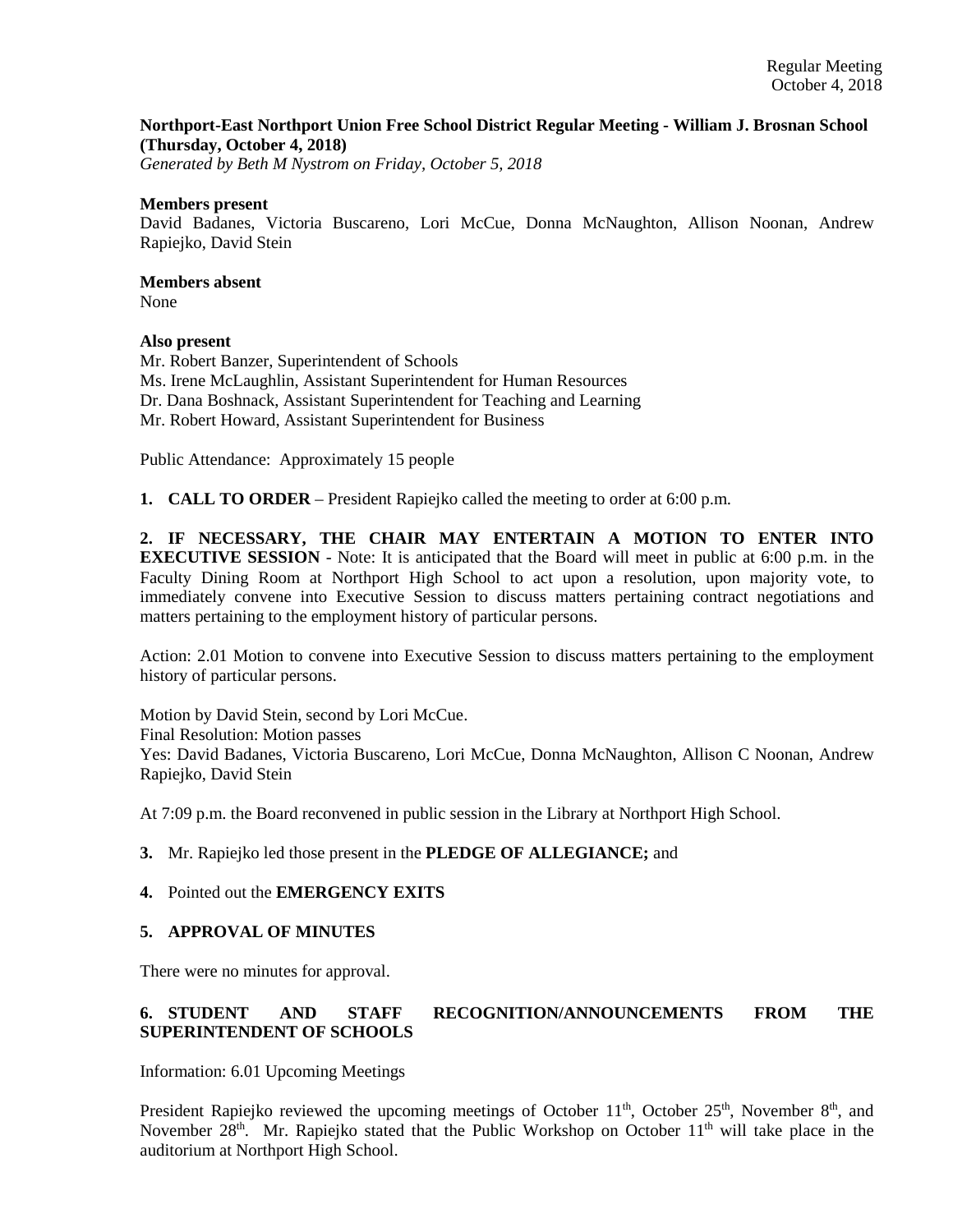**Northport-East Northport Union Free School District Regular Meeting - William J. Brosnan School (Thursday, October 4, 2018)**
*Generated by Beth M Nystrom on Friday, October 5, 2018*

**Members present**
David Badanes, Victoria Buscareno, Lori McCue, Donna McNaughton, Allison Noonan, Andrew Rapiejko, David Stein

**Members absent**
None

**Also present**
Mr. Robert Banzer, Superintendent of Schools
Ms. Irene McLaughlin, Assistant Superintendent for Human Resources
Dr. Dana Boshnack, Assistant Superintendent for Teaching and Learning
Mr. Robert Howard, Assistant Superintendent for Business

Public Attendance: Approximately 15 people

**1. CALL TO ORDER** – President Rapiejko called the meeting to order at 6:00 p.m.

**2. IF NECESSARY, THE CHAIR MAY ENTERTAIN A MOTION TO ENTER INTO EXECUTIVE SESSION** - Note: It is anticipated that the Board will meet in public at 6:00 p.m. in the Faculty Dining Room at Northport High School to act upon a resolution, upon majority vote, to immediately convene into Executive Session to discuss matters pertaining contract negotiations and matters pertaining to the employment history of particular persons.

Action: 2.01 Motion to convene into Executive Session to discuss matters pertaining to the employment history of particular persons.

Motion by David Stein, second by Lori McCue.
Final Resolution: Motion passes
Yes: David Badanes, Victoria Buscareno, Lori McCue, Donna McNaughton, Allison C Noonan, Andrew Rapiejko, David Stein

At 7:09 p.m. the Board reconvened in public session in the Library at Northport High School.

**3.** Mr. Rapiejko led those present in the **PLEDGE OF ALLEGIANCE;** and

**4.** Pointed out the **EMERGENCY EXITS**

**5. APPROVAL OF MINUTES**

There were no minutes for approval.

**6. STUDENT AND STAFF RECOGNITION/ANNOUNCEMENTS FROM THE SUPERINTENDENT OF SCHOOLS**

Information: 6.01 Upcoming Meetings

President Rapiejko reviewed the upcoming meetings of October 11th, October 25th, November 8th, and November 28th. Mr. Rapiejko stated that the Public Workshop on October 11th will take place in the auditorium at Northport High School.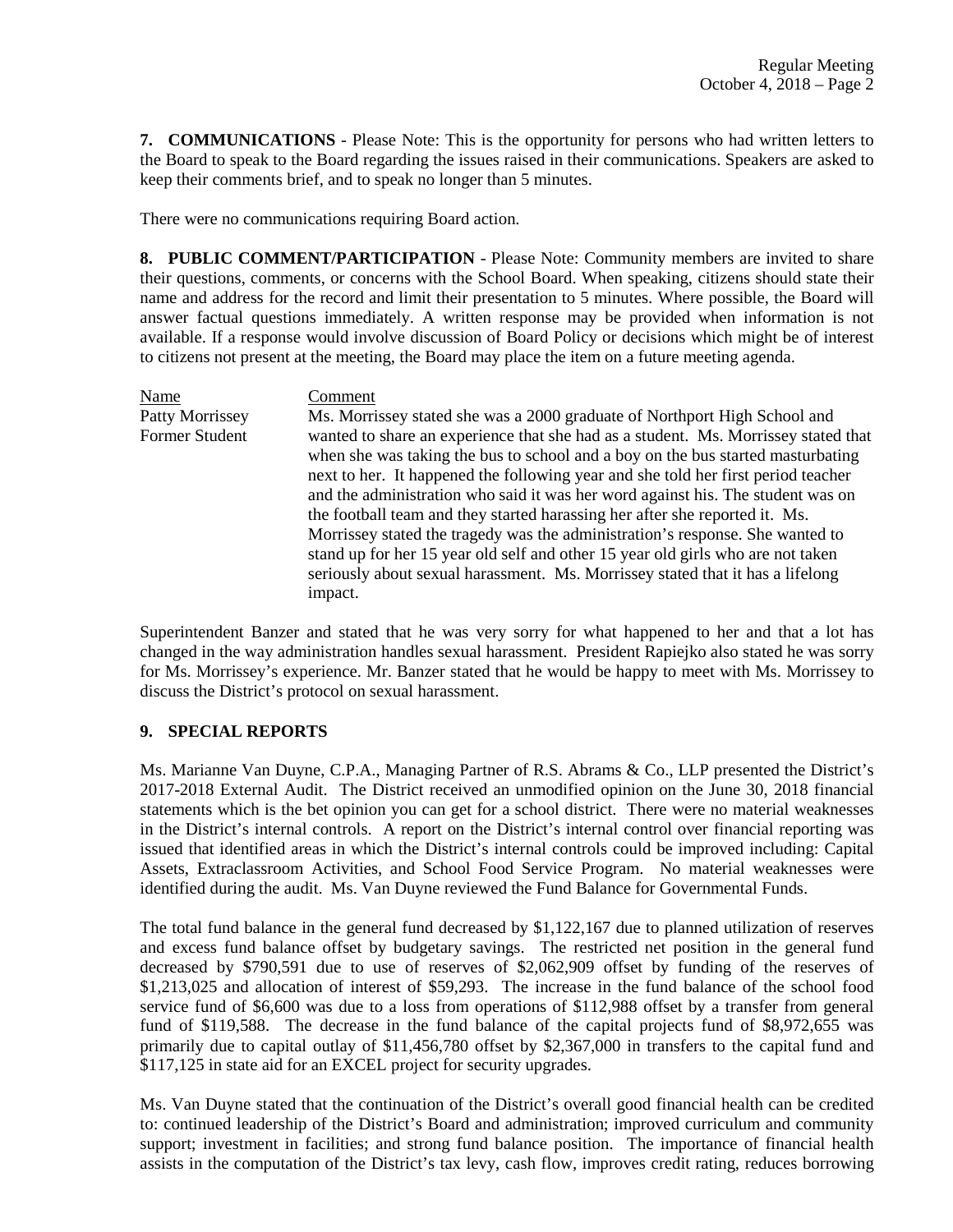**7. COMMUNICATIONS** - Please Note: This is the opportunity for persons who had written letters to the Board to speak to the Board regarding the issues raised in their communications. Speakers are asked to keep their comments brief, and to speak no longer than 5 minutes.

There were no communications requiring Board action.

**8. PUBLIC COMMENT/PARTICIPATION** - Please Note: Community members are invited to share their questions, comments, or concerns with the School Board. When speaking, citizens should state their name and address for the record and limit their presentation to 5 minutes. Where possible, the Board will answer factual questions immediately. A written response may be provided when information is not available. If a response would involve discussion of Board Policy or decisions which might be of interest to citizens not present at the meeting, the Board may place the item on a future meeting agenda.

| Name | Comment |
|---|---|
| Patty Morrissey<br>Former Student | Ms. Morrissey stated she was a 2000 graduate of Northport High School and wanted to share an experience that she had as a student. Ms. Morrissey stated that when she was taking the bus to school and a boy on the bus started masturbating next to her. It happened the following year and she told her first period teacher and the administration who said it was her word against his. The student was on the football team and they started harassing her after she reported it. Ms. Morrissey stated the tragedy was the administration's response. She wanted to stand up for her 15 year old self and other 15 year old girls who are not taken seriously about sexual harassment. Ms. Morrissey stated that it has a lifelong impact. |

Superintendent Banzer and stated that he was very sorry for what happened to her and that a lot has changed in the way administration handles sexual harassment. President Rapiejko also stated he was sorry for Ms. Morrissey's experience. Mr. Banzer stated that he would be happy to meet with Ms. Morrissey to discuss the District's protocol on sexual harassment.

**9. SPECIAL REPORTS**

Ms. Marianne Van Duyne, C.P.A., Managing Partner of R.S. Abrams & Co., LLP presented the District's 2017-2018 External Audit. The District received an unmodified opinion on the June 30, 2018 financial statements which is the bet opinion you can get for a school district. There were no material weaknesses in the District's internal controls. A report on the District's internal control over financial reporting was issued that identified areas in which the District's internal controls could be improved including: Capital Assets, Extraclassroom Activities, and School Food Service Program. No material weaknesses were identified during the audit. Ms. Van Duyne reviewed the Fund Balance for Governmental Funds.

The total fund balance in the general fund decreased by $1,122,167 due to planned utilization of reserves and excess fund balance offset by budgetary savings. The restricted net position in the general fund decreased by $790,591 due to use of reserves of $2,062,909 offset by funding of the reserves of $1,213,025 and allocation of interest of $59,293. The increase in the fund balance of the school food service fund of $6,600 was due to a loss from operations of $112,988 offset by a transfer from general fund of $119,588. The decrease in the fund balance of the capital projects fund of $8,972,655 was primarily due to capital outlay of $11,456,780 offset by $2,367,000 in transfers to the capital fund and $117,125 in state aid for an EXCEL project for security upgrades.

Ms. Van Duyne stated that the continuation of the District's overall good financial health can be credited to: continued leadership of the District's Board and administration; improved curriculum and community support; investment in facilities; and strong fund balance position. The importance of financial health assists in the computation of the District's tax levy, cash flow, improves credit rating, reduces borrowing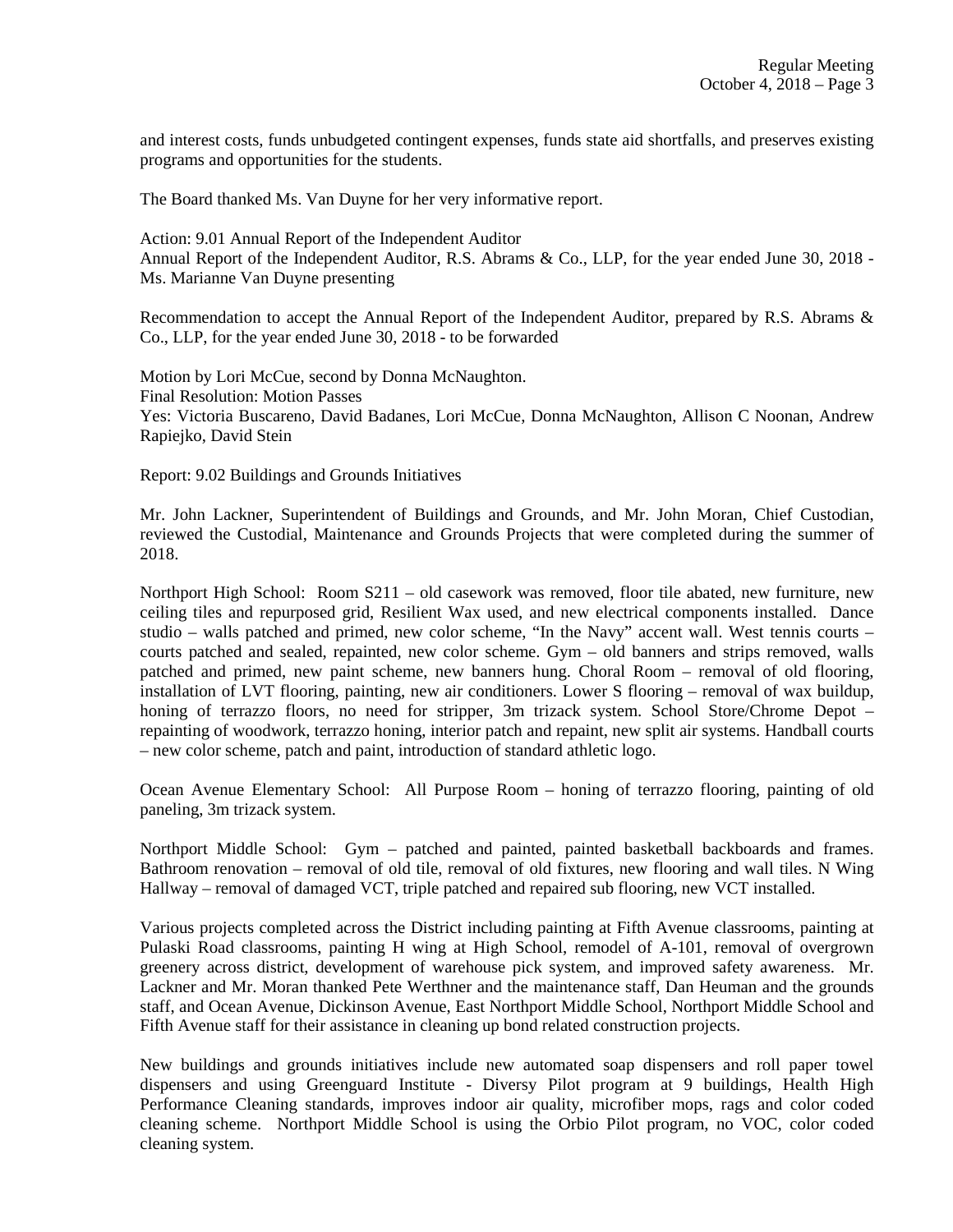and interest costs, funds unbudgeted contingent expenses, funds state aid shortfalls, and preserves existing programs and opportunities for the students.

The Board thanked Ms. Van Duyne for her very informative report.

Action: 9.01 Annual Report of the Independent Auditor
Annual Report of the Independent Auditor, R.S. Abrams & Co., LLP, for the year ended June 30, 2018 - Ms. Marianne Van Duyne presenting

Recommendation to accept the Annual Report of the Independent Auditor, prepared by R.S. Abrams & Co., LLP, for the year ended June 30, 2018 - to be forwarded

Motion by Lori McCue, second by Donna McNaughton.
Final Resolution: Motion Passes
Yes: Victoria Buscareno, David Badanes, Lori McCue, Donna McNaughton, Allison C Noonan, Andrew Rapiejko, David Stein

Report: 9.02 Buildings and Grounds Initiatives

Mr. John Lackner, Superintendent of Buildings and Grounds, and Mr. John Moran, Chief Custodian, reviewed the Custodial, Maintenance and Grounds Projects that were completed during the summer of 2018.

Northport High School: Room S211 – old casework was removed, floor tile abated, new furniture, new ceiling tiles and repurposed grid, Resilient Wax used, and new electrical components installed. Dance studio – walls patched and primed, new color scheme, "In the Navy" accent wall. West tennis courts – courts patched and sealed, repainted, new color scheme. Gym – old banners and strips removed, walls patched and primed, new paint scheme, new banners hung. Choral Room – removal of old flooring, installation of LVT flooring, painting, new air conditioners. Lower S flooring – removal of wax buildup, honing of terrazzo floors, no need for stripper, 3m trizack system. School Store/Chrome Depot – repainting of woodwork, terrazzo honing, interior patch and repaint, new split air systems. Handball courts – new color scheme, patch and paint, introduction of standard athletic logo.

Ocean Avenue Elementary School: All Purpose Room – honing of terrazzo flooring, painting of old paneling, 3m trizack system.

Northport Middle School: Gym – patched and painted, painted basketball backboards and frames. Bathroom renovation – removal of old tile, removal of old fixtures, new flooring and wall tiles. N Wing Hallway – removal of damaged VCT, triple patched and repaired sub flooring, new VCT installed.

Various projects completed across the District including painting at Fifth Avenue classrooms, painting at Pulaski Road classrooms, painting H wing at High School, remodel of A-101, removal of overgrown greenery across district, development of warehouse pick system, and improved safety awareness. Mr. Lackner and Mr. Moran thanked Pete Werthner and the maintenance staff, Dan Heuman and the grounds staff, and Ocean Avenue, Dickinson Avenue, East Northport Middle School, Northport Middle School and Fifth Avenue staff for their assistance in cleaning up bond related construction projects.

New buildings and grounds initiatives include new automated soap dispensers and roll paper towel dispensers and using Greenguard Institute - Diversy Pilot program at 9 buildings, Health High Performance Cleaning standards, improves indoor air quality, microfiber mops, rags and color coded cleaning scheme. Northport Middle School is using the Orbio Pilot program, no VOC, color coded cleaning system.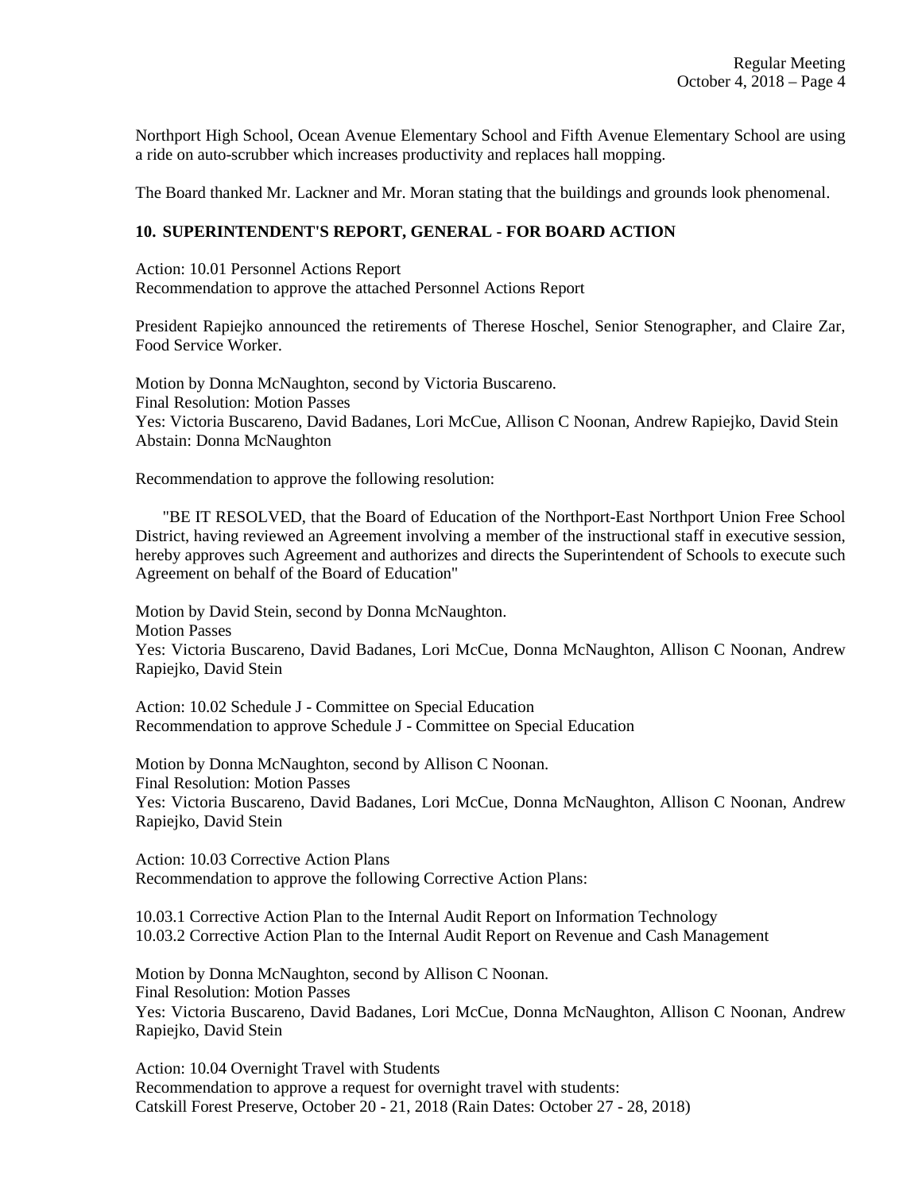Northport High School, Ocean Avenue Elementary School and Fifth Avenue Elementary School are using a ride on auto-scrubber which increases productivity and replaces hall mopping.

The Board thanked Mr. Lackner and Mr. Moran stating that the buildings and grounds look phenomenal.

### 10. SUPERINTENDENT'S REPORT, GENERAL - FOR BOARD ACTION

Action: 10.01 Personnel Actions Report
Recommendation to approve the attached Personnel Actions Report

President Rapiejko announced the retirements of Therese Hoschel, Senior Stenographer, and Claire Zar, Food Service Worker.

Motion by Donna McNaughton, second by Victoria Buscareno.
Final Resolution: Motion Passes
Yes: Victoria Buscareno, David Badanes, Lori McCue, Allison C Noonan, Andrew Rapiejko, David Stein
Abstain: Donna McNaughton

Recommendation to approve the following resolution:

"BE IT RESOLVED, that the Board of Education of the Northport-East Northport Union Free School District, having reviewed an Agreement involving a member of the instructional staff in executive session, hereby approves such Agreement and authorizes and directs the Superintendent of Schools to execute such Agreement on behalf of the Board of Education"

Motion by David Stein, second by Donna McNaughton.
Motion Passes
Yes: Victoria Buscareno, David Badanes, Lori McCue, Donna McNaughton, Allison C Noonan, Andrew Rapiejko, David Stein

Action: 10.02 Schedule J - Committee on Special Education
Recommendation to approve Schedule J - Committee on Special Education

Motion by Donna McNaughton, second by Allison C Noonan.
Final Resolution: Motion Passes
Yes: Victoria Buscareno, David Badanes, Lori McCue, Donna McNaughton, Allison C Noonan, Andrew Rapiejko, David Stein

Action: 10.03 Corrective Action Plans
Recommendation to approve the following Corrective Action Plans:

10.03.1 Corrective Action Plan to the Internal Audit Report on Information Technology
10.03.2 Corrective Action Plan to the Internal Audit Report on Revenue and Cash Management

Motion by Donna McNaughton, second by Allison C Noonan.
Final Resolution: Motion Passes
Yes: Victoria Buscareno, David Badanes, Lori McCue, Donna McNaughton, Allison C Noonan, Andrew Rapiejko, David Stein

Action: 10.04 Overnight Travel with Students
Recommendation to approve a request for overnight travel with students:
Catskill Forest Preserve, October 20 - 21, 2018 (Rain Dates: October 27 - 28, 2018)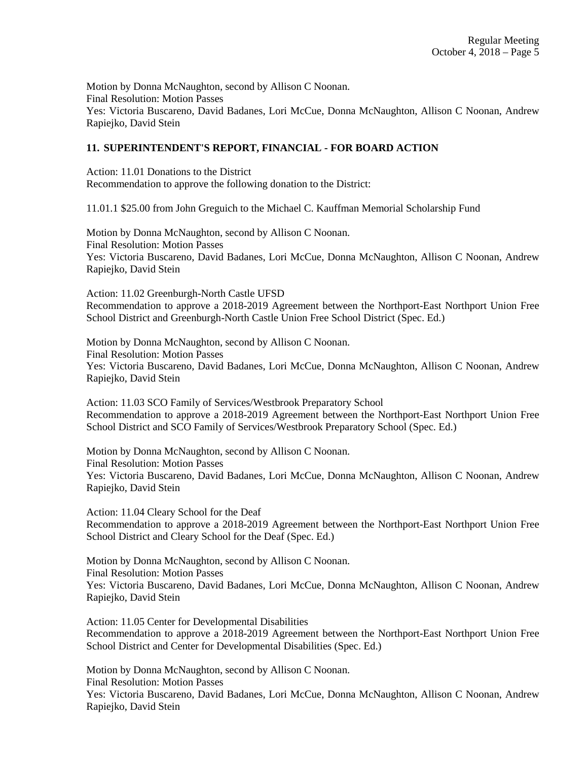Motion by Donna McNaughton, second by Allison C Noonan.
Final Resolution: Motion Passes
Yes: Victoria Buscareno, David Badanes, Lori McCue, Donna McNaughton, Allison C Noonan, Andrew Rapiejko, David Stein

## 11. SUPERINTENDENT'S REPORT, FINANCIAL - FOR BOARD ACTION

Action: 11.01 Donations to the District
Recommendation to approve the following donation to the District:

11.01.1 $25.00 from John Greguich to the Michael C. Kauffman Memorial Scholarship Fund

Motion by Donna McNaughton, second by Allison C Noonan.
Final Resolution: Motion Passes
Yes: Victoria Buscareno, David Badanes, Lori McCue, Donna McNaughton, Allison C Noonan, Andrew Rapiejko, David Stein

Action: 11.02 Greenburgh-North Castle UFSD
Recommendation to approve a 2018-2019 Agreement between the Northport-East Northport Union Free School District and Greenburgh-North Castle Union Free School District (Spec. Ed.)

Motion by Donna McNaughton, second by Allison C Noonan.
Final Resolution: Motion Passes
Yes: Victoria Buscareno, David Badanes, Lori McCue, Donna McNaughton, Allison C Noonan, Andrew Rapiejko, David Stein

Action: 11.03 SCO Family of Services/Westbrook Preparatory School
Recommendation to approve a 2018-2019 Agreement between the Northport-East Northport Union Free School District and SCO Family of Services/Westbrook Preparatory School (Spec. Ed.)

Motion by Donna McNaughton, second by Allison C Noonan.
Final Resolution: Motion Passes
Yes: Victoria Buscareno, David Badanes, Lori McCue, Donna McNaughton, Allison C Noonan, Andrew Rapiejko, David Stein

Action: 11.04 Cleary School for the Deaf
Recommendation to approve a 2018-2019 Agreement between the Northport-East Northport Union Free School District and Cleary School for the Deaf (Spec. Ed.)

Motion by Donna McNaughton, second by Allison C Noonan.
Final Resolution: Motion Passes
Yes: Victoria Buscareno, David Badanes, Lori McCue, Donna McNaughton, Allison C Noonan, Andrew Rapiejko, David Stein

Action: 11.05 Center for Developmental Disabilities
Recommendation to approve a 2018-2019 Agreement between the Northport-East Northport Union Free School District and Center for Developmental Disabilities (Spec. Ed.)

Motion by Donna McNaughton, second by Allison C Noonan.
Final Resolution: Motion Passes
Yes: Victoria Buscareno, David Badanes, Lori McCue, Donna McNaughton, Allison C Noonan, Andrew Rapiejko, David Stein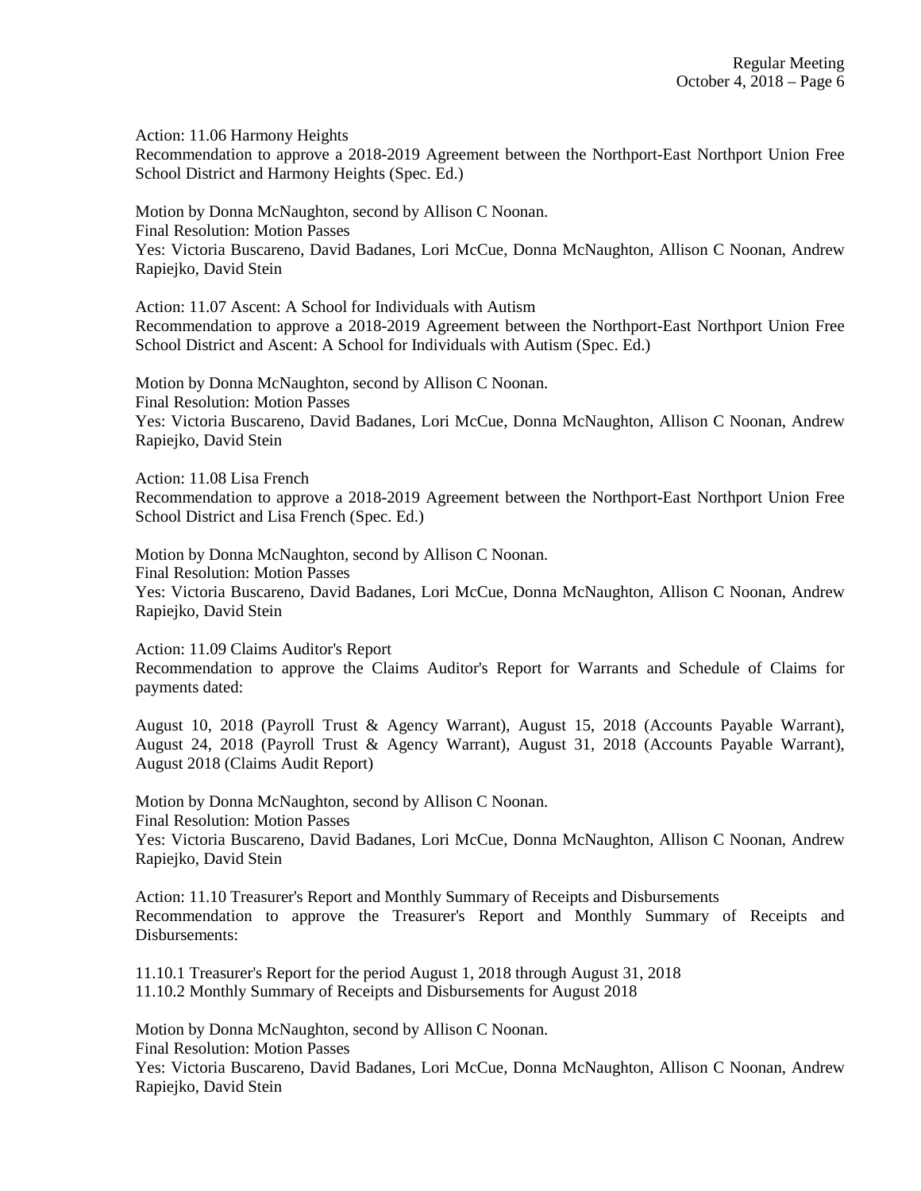Action: 11.06 Harmony Heights
Recommendation to approve a 2018-2019 Agreement between the Northport-East Northport Union Free School District and Harmony Heights (Spec. Ed.)

Motion by Donna McNaughton, second by Allison C Noonan.
Final Resolution: Motion Passes
Yes: Victoria Buscareno, David Badanes, Lori McCue, Donna McNaughton, Allison C Noonan, Andrew Rapiejko, David Stein

Action: 11.07 Ascent: A School for Individuals with Autism
Recommendation to approve a 2018-2019 Agreement between the Northport-East Northport Union Free School District and Ascent: A School for Individuals with Autism (Spec. Ed.)

Motion by Donna McNaughton, second by Allison C Noonan.
Final Resolution: Motion Passes
Yes: Victoria Buscareno, David Badanes, Lori McCue, Donna McNaughton, Allison C Noonan, Andrew Rapiejko, David Stein

Action: 11.08 Lisa French
Recommendation to approve a 2018-2019 Agreement between the Northport-East Northport Union Free School District and Lisa French (Spec. Ed.)

Motion by Donna McNaughton, second by Allison C Noonan.
Final Resolution: Motion Passes
Yes: Victoria Buscareno, David Badanes, Lori McCue, Donna McNaughton, Allison C Noonan, Andrew Rapiejko, David Stein

Action: 11.09 Claims Auditor's Report
Recommendation to approve the Claims Auditor's Report for Warrants and Schedule of Claims for payments dated:

August 10, 2018 (Payroll Trust & Agency Warrant), August 15, 2018 (Accounts Payable Warrant), August 24, 2018 (Payroll Trust & Agency Warrant), August 31, 2018 (Accounts Payable Warrant), August 2018 (Claims Audit Report)

Motion by Donna McNaughton, second by Allison C Noonan.
Final Resolution: Motion Passes
Yes: Victoria Buscareno, David Badanes, Lori McCue, Donna McNaughton, Allison C Noonan, Andrew Rapiejko, David Stein

Action: 11.10 Treasurer's Report and Monthly Summary of Receipts and Disbursements
Recommendation to approve the Treasurer's Report and Monthly Summary of Receipts and Disbursements:

11.10.1 Treasurer's Report for the period August 1, 2018 through August 31, 2018
11.10.2 Monthly Summary of Receipts and Disbursements for August 2018

Motion by Donna McNaughton, second by Allison C Noonan.
Final Resolution: Motion Passes
Yes: Victoria Buscareno, David Badanes, Lori McCue, Donna McNaughton, Allison C Noonan, Andrew Rapiejko, David Stein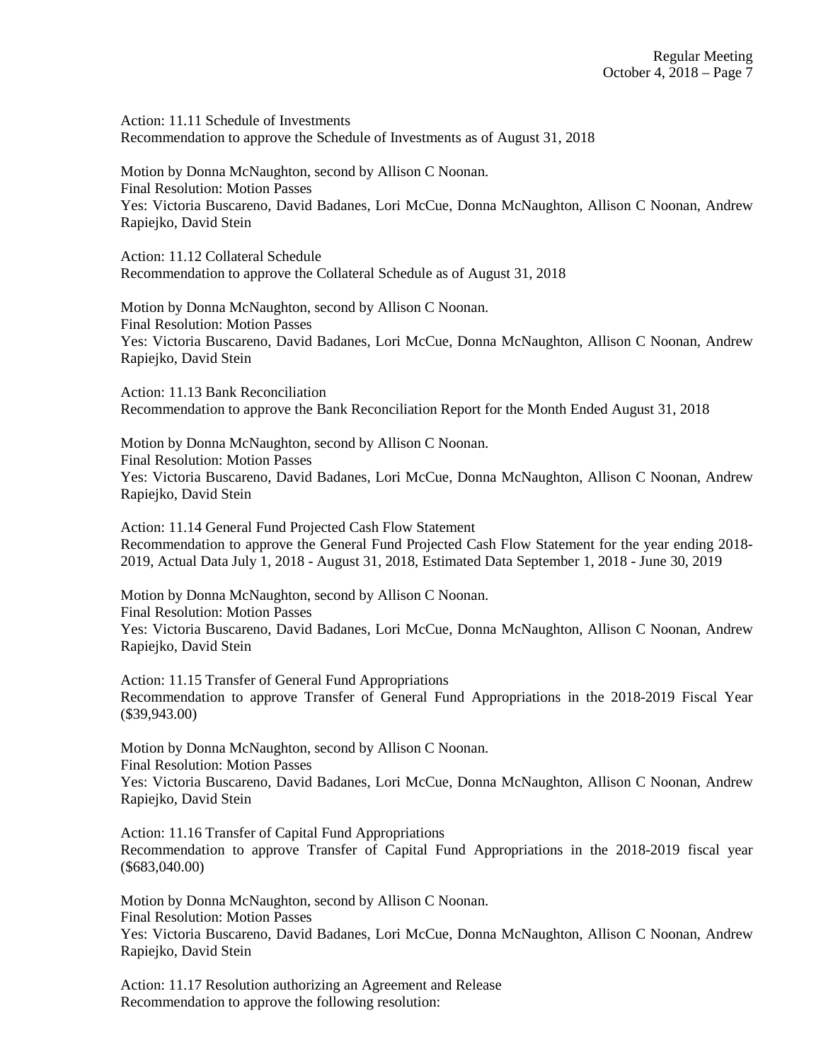Action: 11.11 Schedule of Investments
Recommendation to approve the Schedule of Investments as of August 31, 2018

Motion by Donna McNaughton, second by Allison C Noonan.
Final Resolution: Motion Passes
Yes: Victoria Buscareno, David Badanes, Lori McCue, Donna McNaughton, Allison C Noonan, Andrew Rapiejko, David Stein

Action: 11.12 Collateral Schedule
Recommendation to approve the Collateral Schedule as of August 31, 2018

Motion by Donna McNaughton, second by Allison C Noonan.
Final Resolution: Motion Passes
Yes: Victoria Buscareno, David Badanes, Lori McCue, Donna McNaughton, Allison C Noonan, Andrew Rapiejko, David Stein

Action: 11.13 Bank Reconciliation
Recommendation to approve the Bank Reconciliation Report for the Month Ended August 31, 2018

Motion by Donna McNaughton, second by Allison C Noonan.
Final Resolution: Motion Passes
Yes: Victoria Buscareno, David Badanes, Lori McCue, Donna McNaughton, Allison C Noonan, Andrew Rapiejko, David Stein

Action: 11.14 General Fund Projected Cash Flow Statement
Recommendation to approve the General Fund Projected Cash Flow Statement for the year ending 2018-2019, Actual Data July 1, 2018 - August 31, 2018, Estimated Data September 1, 2018 - June 30, 2019

Motion by Donna McNaughton, second by Allison C Noonan.
Final Resolution: Motion Passes
Yes: Victoria Buscareno, David Badanes, Lori McCue, Donna McNaughton, Allison C Noonan, Andrew Rapiejko, David Stein

Action: 11.15 Transfer of General Fund Appropriations
Recommendation to approve Transfer of General Fund Appropriations in the 2018-2019 Fiscal Year ($39,943.00)

Motion by Donna McNaughton, second by Allison C Noonan.
Final Resolution: Motion Passes
Yes: Victoria Buscareno, David Badanes, Lori McCue, Donna McNaughton, Allison C Noonan, Andrew Rapiejko, David Stein

Action: 11.16 Transfer of Capital Fund Appropriations
Recommendation to approve Transfer of Capital Fund Appropriations in the 2018-2019 fiscal year ($683,040.00)

Motion by Donna McNaughton, second by Allison C Noonan.
Final Resolution: Motion Passes
Yes: Victoria Buscareno, David Badanes, Lori McCue, Donna McNaughton, Allison C Noonan, Andrew Rapiejko, David Stein

Action: 11.17 Resolution authorizing an Agreement and Release
Recommendation to approve the following resolution: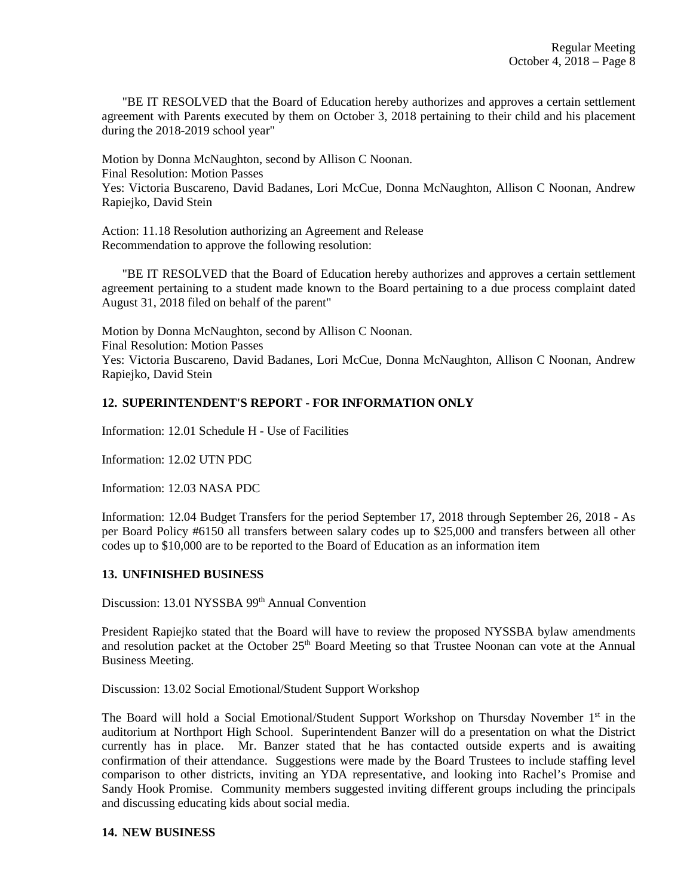"BE IT RESOLVED that the Board of Education hereby authorizes and approves a certain settlement agreement with Parents executed by them on October 3, 2018 pertaining to their child and his placement during the 2018-2019 school year"

Motion by Donna McNaughton, second by Allison C Noonan.
Final Resolution: Motion Passes
Yes: Victoria Buscareno, David Badanes, Lori McCue, Donna McNaughton, Allison C Noonan, Andrew Rapiejko, David Stein

Action: 11.18 Resolution authorizing an Agreement and Release
Recommendation to approve the following resolution:

"BE IT RESOLVED that the Board of Education hereby authorizes and approves a certain settlement agreement pertaining to a student made known to the Board pertaining to a due process complaint dated August 31, 2018 filed on behalf of the parent"

Motion by Donna McNaughton, second by Allison C Noonan.
Final Resolution: Motion Passes
Yes: Victoria Buscareno, David Badanes, Lori McCue, Donna McNaughton, Allison C Noonan, Andrew Rapiejko, David Stein

## 12. SUPERINTENDENT'S REPORT - FOR INFORMATION ONLY

Information: 12.01 Schedule H - Use of Facilities

Information: 12.02 UTN PDC

Information: 12.03 NASA PDC

Information: 12.04 Budget Transfers for the period September 17, 2018 through September 26, 2018 - As per Board Policy #6150 all transfers between salary codes up to $25,000 and transfers between all other codes up to $10,000 are to be reported to the Board of Education as an information item

## 13. UNFINISHED BUSINESS

Discussion: 13.01 NYSSBA 99th Annual Convention

President Rapiejko stated that the Board will have to review the proposed NYSSBA bylaw amendments and resolution packet at the October 25th Board Meeting so that Trustee Noonan can vote at the Annual Business Meeting.

Discussion: 13.02 Social Emotional/Student Support Workshop

The Board will hold a Social Emotional/Student Support Workshop on Thursday November 1st in the auditorium at Northport High School. Superintendent Banzer will do a presentation on what the District currently has in place. Mr. Banzer stated that he has contacted outside experts and is awaiting confirmation of their attendance. Suggestions were made by the Board Trustees to include staffing level comparison to other districts, inviting an YDA representative, and looking into Rachel's Promise and Sandy Hook Promise. Community members suggested inviting different groups including the principals and discussing educating kids about social media.

## 14. NEW BUSINESS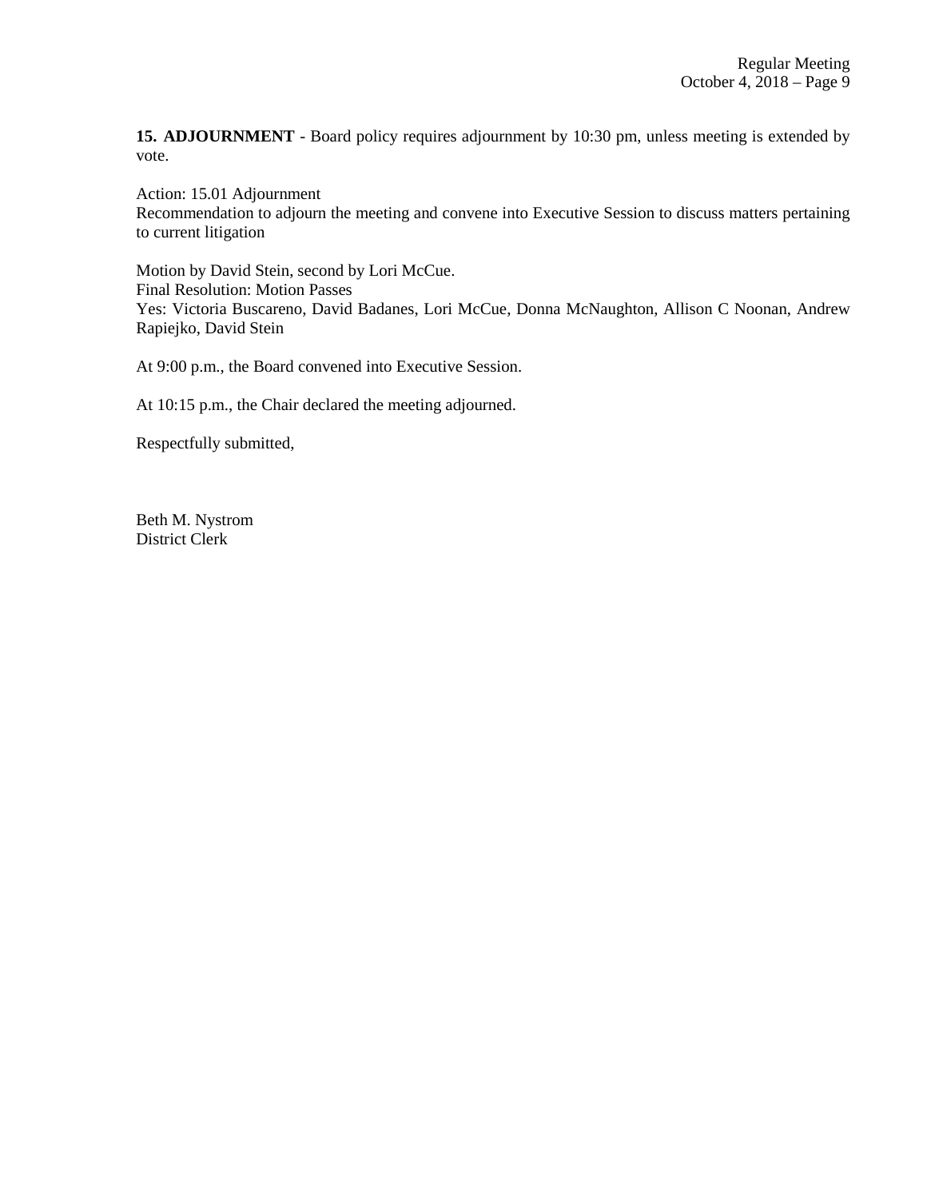**15. ADJOURNMENT** - Board policy requires adjournment by 10:30 pm, unless meeting is extended by vote.

Action: 15.01 Adjournment
Recommendation to adjourn the meeting and convene into Executive Session to discuss matters pertaining to current litigation

Motion by David Stein, second by Lori McCue.
Final Resolution: Motion Passes
Yes: Victoria Buscareno, David Badanes, Lori McCue, Donna McNaughton, Allison C Noonan, Andrew Rapiejko, David Stein

At 9:00 p.m., the Board convened into Executive Session.

At 10:15 p.m., the Chair declared the meeting adjourned.

Respectfully submitted,

Beth M. Nystrom
District Clerk